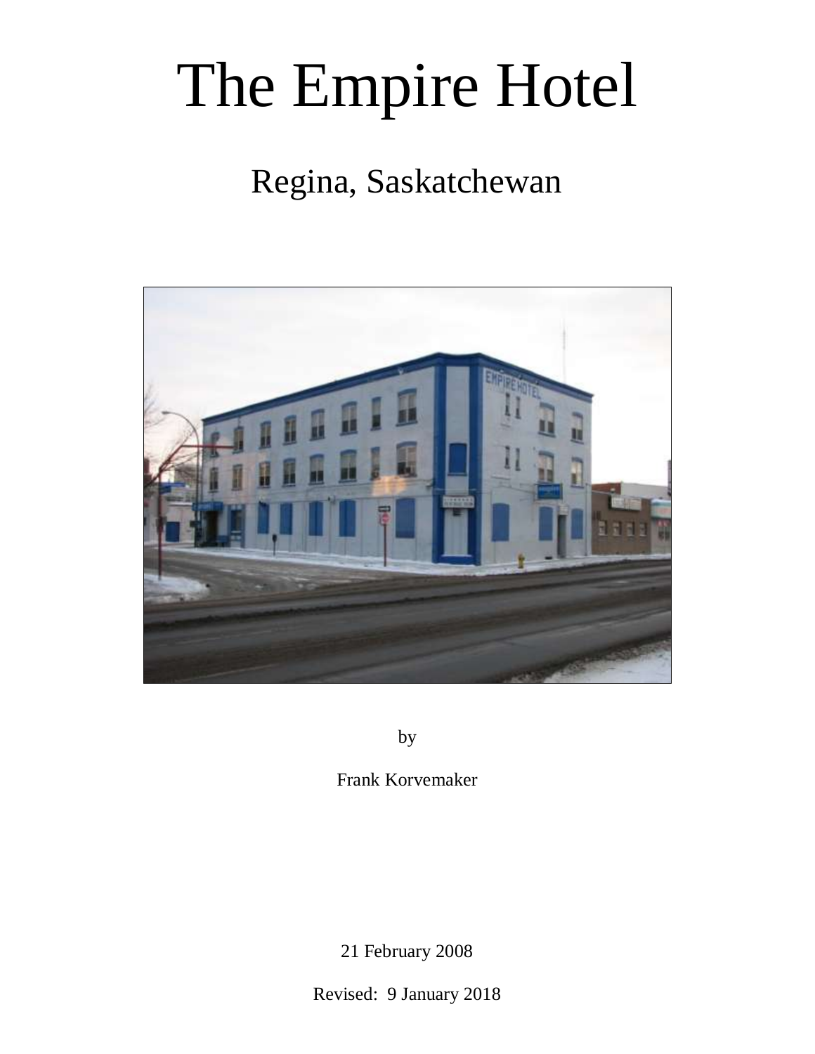# The Empire Hotel

## Regina, Saskatchewan

by

Frank Korvemaker

21 February 2008

Revised: 9 January 2018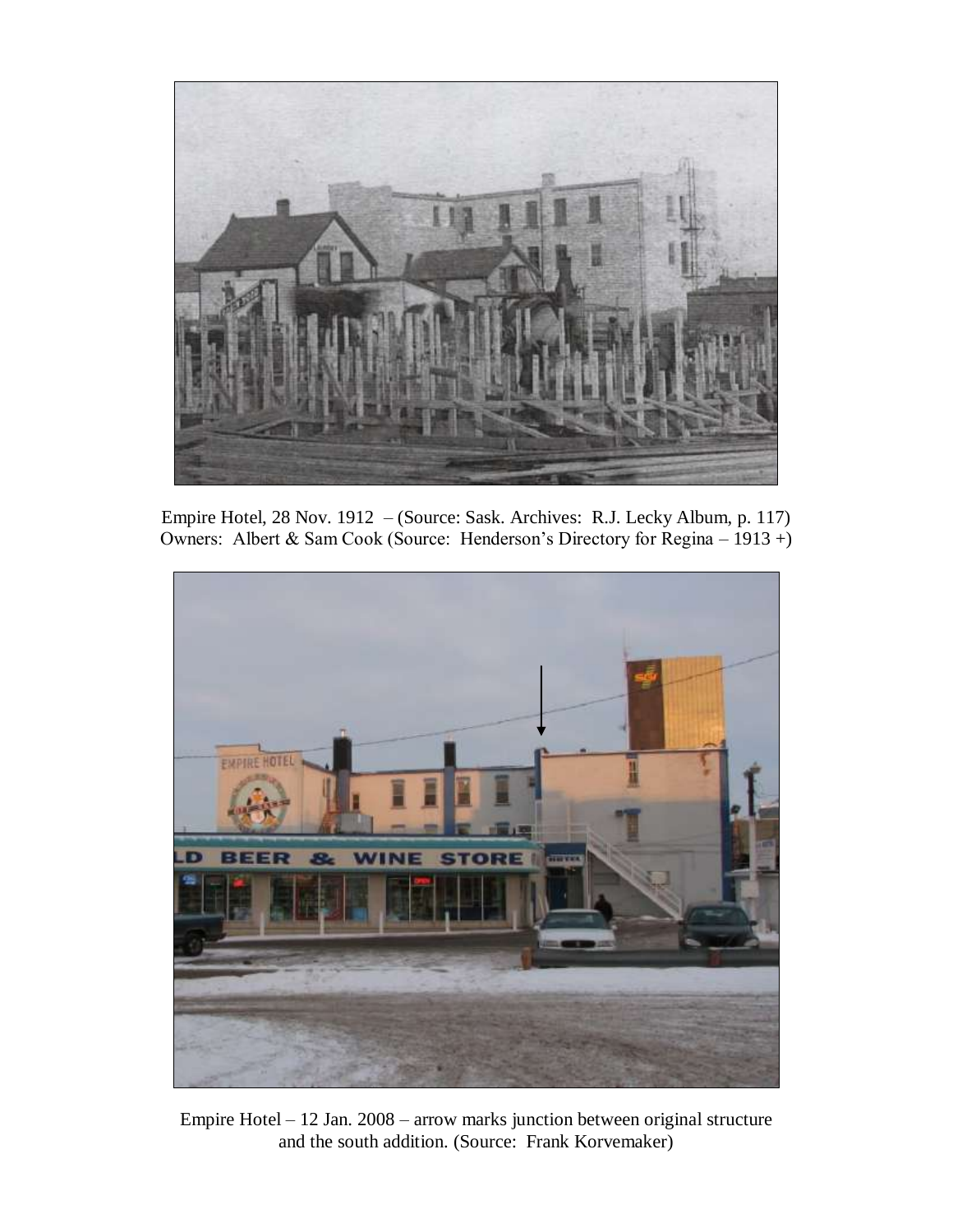Empire Hotel, 28 Nov. 1912 – (Source: Sask. Archives: R.J. Lecky Album, p. 117)
Owners: Albert & Sam Cook (Source: Henderson's Directory for Regina – 1913 +)

Empire Hotel – 12 Jan. 2008 – arrow marks junction between original structure and the south addition. (Source: Frank Korvemaker)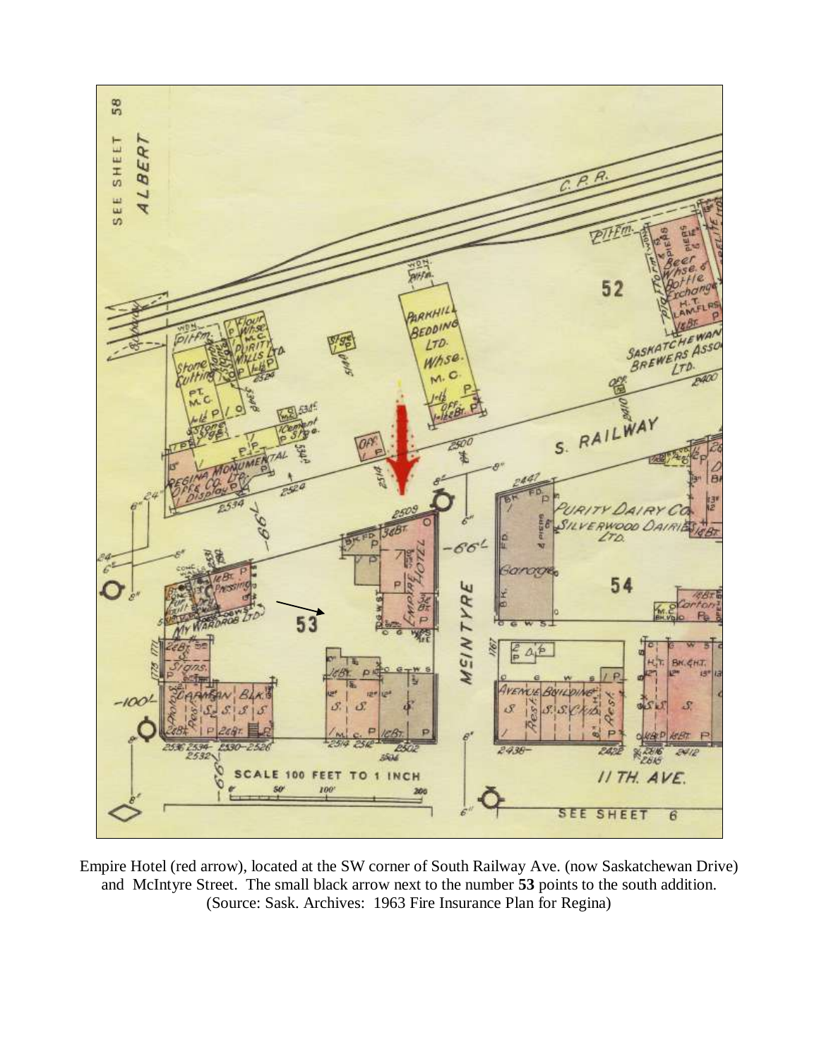Empire Hotel (red arrow), located at the SW corner of South Railway Ave. (now Saskatchewan Drive) and McIntyre Street. The small black arrow next to the number **53** points to the south addition. (Source: Sask. Archives: 1963 Fire Insurance Plan for Regina)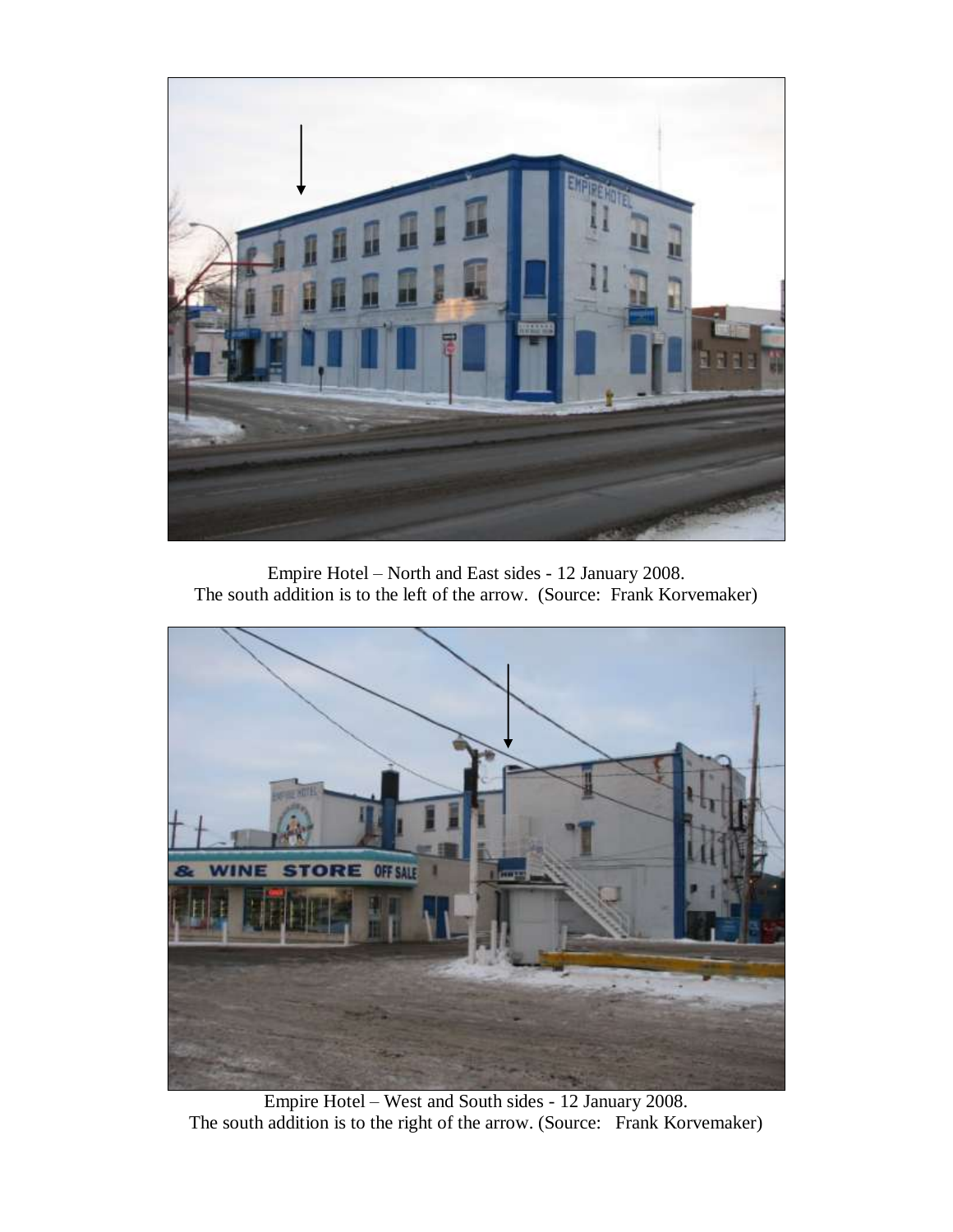Empire Hotel – North and East sides - 12 January 2008.
The south addition is to the left of the arrow. (Source: Frank Korvemaker)

Empire Hotel – West and South sides - 12 January 2008.
The south addition is to the right of the arrow. (Source: Frank Korvemaker)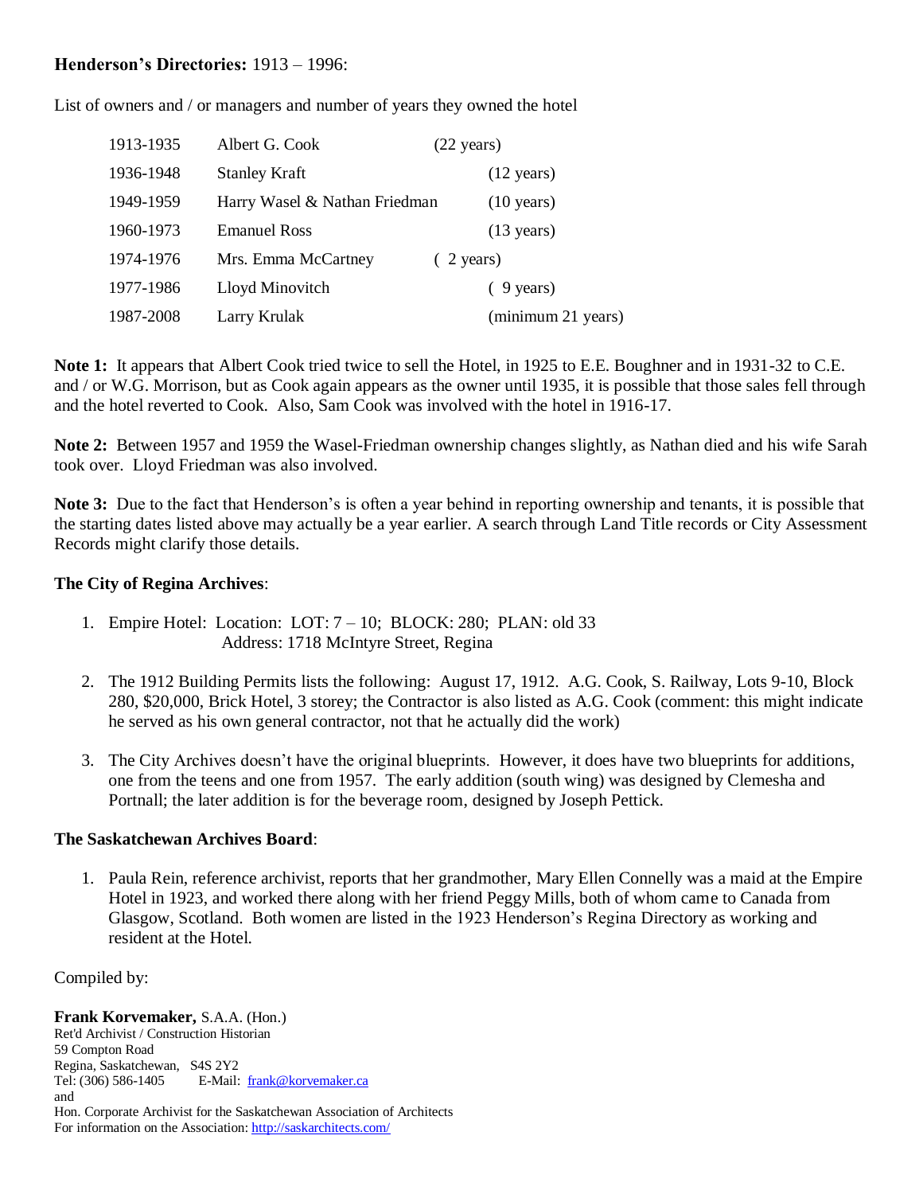**Henderson's Directories:** 1913 – 1996:

List of owners and / or managers and number of years they owned the hotel

| | | |
|---|---|---|
| 1913-1935 | Albert G. Cook | (22 years) |
| 1936-1948 | Stanley Kraft | (12 years) |
| 1949-1959 | Harry Wasel & Nathan Friedman | (10 years) |
| 1960-1973 | Emanuel Ross | (13 years) |
| 1974-1976 | Mrs. Emma McCartney | ( 2 years) |
| 1977-1986 | Lloyd Minovitch | ( 9 years) |
| 1987-2008 | Larry Krulak | (minimum 21 years) |

**Note 1:** It appears that Albert Cook tried twice to sell the Hotel, in 1925 to E.E. Boughner and in 1931-32 to C.E. and / or W.G. Morrison, but as Cook again appears as the owner until 1935, it is possible that those sales fell through and the hotel reverted to Cook. Also, Sam Cook was involved with the hotel in 1916-17.

**Note 2:** Between 1957 and 1959 the Wasel-Friedman ownership changes slightly, as Nathan died and his wife Sarah took over. Lloyd Friedman was also involved.

**Note 3:** Due to the fact that Henderson's is often a year behind in reporting ownership and tenants, it is possible that the starting dates listed above may actually be a year earlier. A search through Land Title records or City Assessment Records might clarify those details.

**The City of Regina Archives**:

1. Empire Hotel: Location: LOT: 7 – 10; BLOCK: 280; PLAN: old 33
   Address: 1718 McIntyre Street, Regina
2. The 1912 Building Permits lists the following: August 17, 1912. A.G. Cook, S. Railway, Lots 9-10, Block 280, $20,000, Brick Hotel, 3 storey; the Contractor is also listed as A.G. Cook (comment: this might indicate he served as his own general contractor, not that he actually did the work)
3. The City Archives doesn't have the original blueprints. However, it does have two blueprints for additions, one from the teens and one from 1957. The early addition (south wing) was designed by Clemesha and Portnall; the later addition is for the beverage room, designed by Joseph Pettick.

**The Saskatchewan Archives Board**:

1. Paula Rein, reference archivist, reports that her grandmother, Mary Ellen Connelly was a maid at the Empire Hotel in 1923, and worked there along with her friend Peggy Mills, both of whom came to Canada from Glasgow, Scotland. Both women are listed in the 1923 Henderson's Regina Directory as working and resident at the Hotel.

Compiled by:

**Frank Korvemaker,** S.A.A. (Hon.)
Ret'd Archivist / Construction Historian
59 Compton Road
Regina, Saskatchewan, S4S 2Y2
Tel: (306) 586-1405 E-Mail: frank@korvemaker.ca
and
Hon. Corporate Archivist for the Saskatchewan Association of Architects
For information on the Association: http://saskarchitects.com/